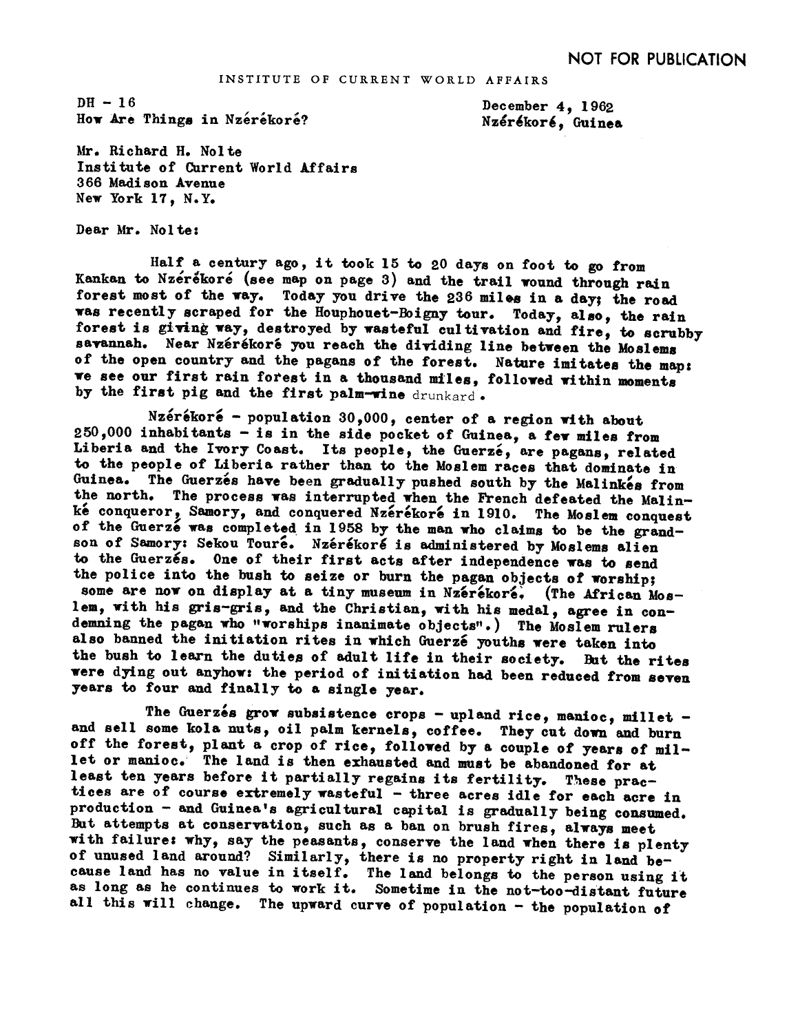NOT FOR PUBLICATION

INSTITUTE OF CURRENT WORLD AFFAIRS

DH - 16
How Are Things in Nzérékoré?

December 4, 1962
Nzérékoré, Guinea

Mr. Richard H. Nolte
Institute of Current World Affairs
366 Madison Avenue
New York 17, N.Y.

Dear Mr. Nolte:

Half a century ago, it took 15 to 20 days on foot to go from Kankan to Nzérékoré (see map on page 3) and the trail wound through rain forest most of the way. Today you drive the 236 miles in a day; the road was recently scraped for the Houphouet-Boigny tour. Today, also, the rain forest is giving way, destroyed by wasteful cultivation and fire, to scrubby savannah. Near Nzérékoré you reach the dividing line between the Moslems of the open country and the pagans of the forest. Nature imitates the map: we see our first rain forest in a thousand miles, followed within moments by the first pig and the first palm-wine drunkard.

Nzérékoré - population 30,000, center of a region with about 250,000 inhabitants - is in the side pocket of Guinea, a few miles from Liberia and the Ivory Coast. Its people, the Guerzé, are pagans, related to the people of Liberia rather than to the Moslem races that dominate in Guinea. The Guerzés have been gradually pushed south by the Malinkés from the north. The process was interrupted when the French defeated the Malinké conqueror, Samory, and conquered Nzérékoré in 1910. The Moslem conquest of the Guerzé was completed in 1958 by the man who claims to be the grandson of Samory: Sekou Touré. Nzérékoré is administered by Moslems alien to the Guerzés. One of their first acts after independence was to send the police into the bush to seize or burn the pagan objects of worship; some are now on display at a tiny museum in Nzérékoré. (The African Moslem, with his gris-gris, and the Christian, with his medal, agree in condemning the pagan who "worships inanimate objects".) The Moslem rulers also banned the initiation rites in which Guerzé youths were taken into the bush to learn the duties of adult life in their society. But the rites were dying out anyhow: the period of initiation had been reduced from seven years to four and finally to a single year.

The Guerzés grow subsistence crops - upland rice, manioc, millet - and sell some kola nuts, oil palm kernels, coffee. They cut down and burn off the forest, plant a crop of rice, followed by a couple of years of millet or manioc. The land is then exhausted and must be abandoned for at least ten years before it partially regains its fertility. These practices are of course extremely wasteful - three acres idle for each acre in production - and Guinea's agricultural capital is gradually being consumed. But attempts at conservation, such as a ban on brush fires, always meet with failure: why, say the peasants, conserve the land when there is plenty of unused land around? Similarly, there is no property right in land because land has no value in itself. The land belongs to the person using it as long as he continues to work it. Sometime in the not-too-distant future all this will change. The upward curve of population - the population of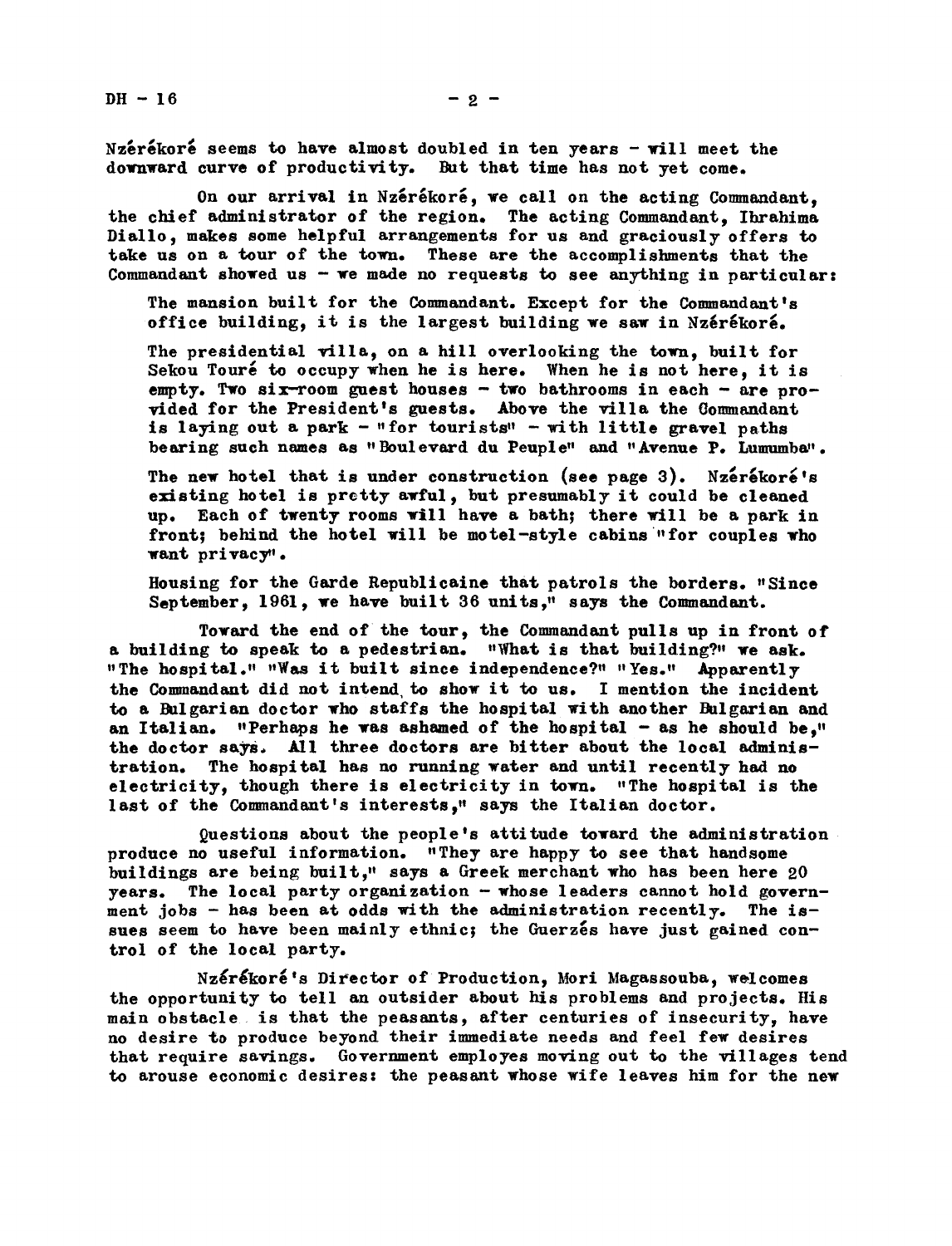Nzérékoré seems to have almost doubled in ten years - will meet the downward curve of productivity. But that time has not yet come.

On our arrival in Nzérékoré, we call on the acting Commandant, the chief administrator of the region. The acting Commandant, Ibrahima Diallo, makes some helpful arrangements for us and graciously offers to take us on a tour of the town. These are the accomplishments that the Commandant showed us - we made no requests to see anything in particular:

> The mansion built for the Commandant. Except for the Commandant's office building, it is the largest building we saw in Nzérékoré.
>
> The presidential villa, on a hill overlooking the town, built for Sekou Touré to occupy when he is here. When he is not here, it is empty. Two six-room guest houses - two bathrooms in each - are provided for the President's guests. Above the villa the Commandant is laying out a park - "for tourists" - with little gravel paths bearing such names as "Boulevard du Peuple" and "Avenue P. Lumumba".
>
> The new hotel that is under construction (see page 3). Nzérékoré's existing hotel is pretty awful, but presumably it could be cleaned up. Each of twenty rooms will have a bath; there will be a park in front; behind the hotel will be motel-style cabins "for couples who want privacy".
>
> Housing for the Garde Republicaine that patrols the borders. "Since September, 1961, we have built 36 units," says the Commandant.

Toward the end of the tour, the Commandant pulls up in front of a building to speak to a pedestrian. "What is that building?" we ask. "The hospital." "Was it built since independence?" "Yes." Apparently the Commandant did not intend to show it to us. I mention the incident to a Bulgarian doctor who staffs the hospital with another Bulgarian and an Italian. "Perhaps he was ashamed of the hospital - as he should be," the doctor says. All three doctors are bitter about the local administration. The hospital has no running water and until recently had no electricity, though there is electricity in town. "The hospital is the last of the Commandant's interests," says the Italian doctor.

Questions about the people's attitude toward the administration produce no useful information. "They are happy to see that handsome buildings are being built," says a Greek merchant who has been here 20 years. The local party organization - whose leaders cannot hold government jobs - has been at odds with the administration recently. The issues seem to have been mainly ethnic; the Guerzés have just gained control of the local party.

Nzérékoré's Director of Production, Mori Magassouba, welcomes the opportunity to tell an outsider about his problems and projects. His main obstacle is that the peasants, after centuries of insecurity, have no desire to produce beyond their immediate needs and feel few desires that require savings. Government employes moving out to the villages tend to arouse economic desires: the peasant whose wife leaves him for the new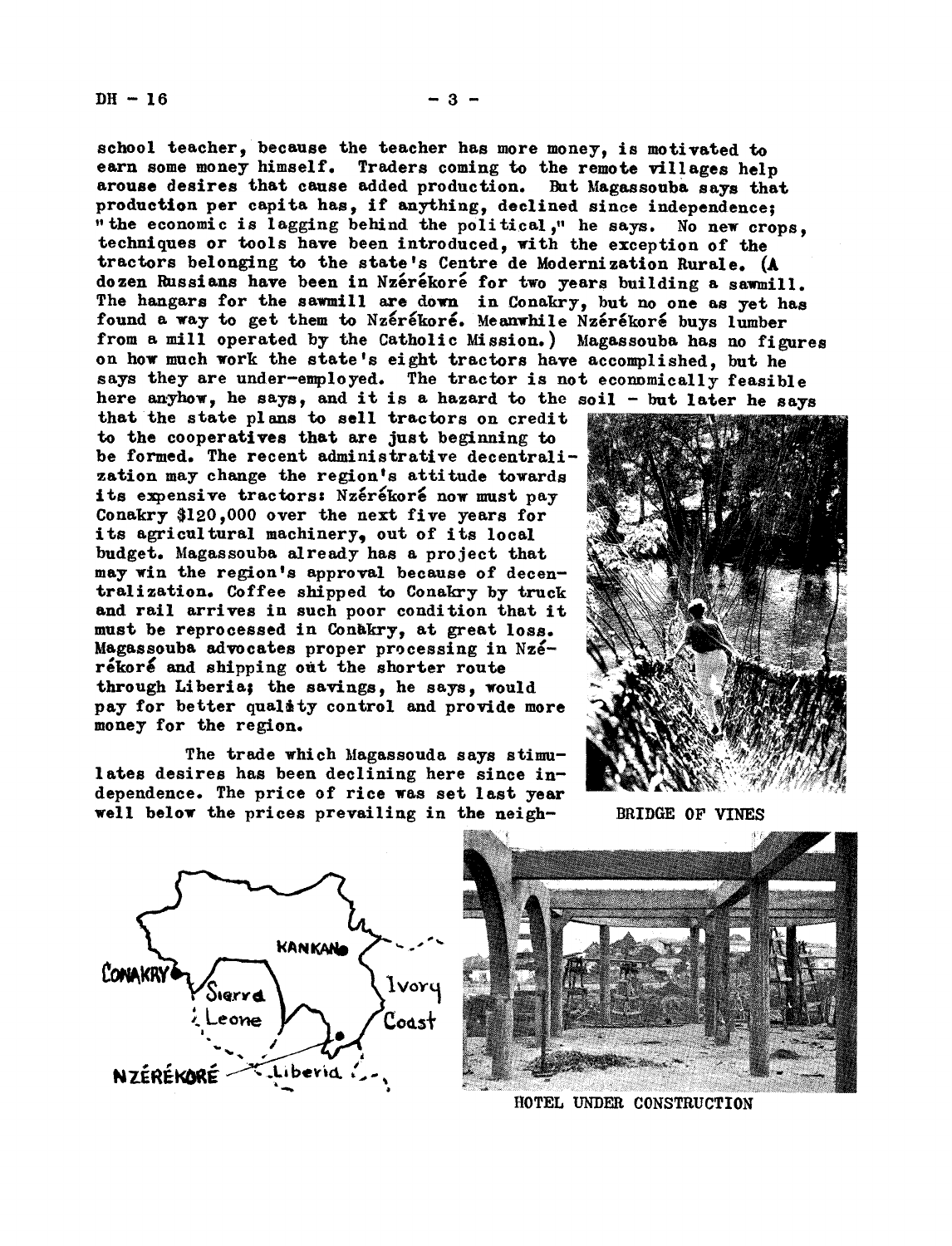school teacher, because the teacher has more money, is motivated to earn some money himself. Traders coming to the remote villages help arouse desires that cause added production. But Magassouba says that production per capita has, if anything, declined since independence; "the economic is lagging behind the political," he says. No new crops, techniques or tools have been introduced, with the exception of the tractors belonging to the state's Centre de Modernization Rurale. (A dozen Russians have been in Nzérékoré for two years building a sawmill. The hangars for the sawmill are down in Conakry, but no one as yet has found a way to get them to Nzérékoré. Meanwhile Nzérékoré buys lumber from a mill operated by the Catholic Mission.) Magassouba has no figures on how much work the state's eight tractors have accomplished, but he says they are under-employed. The tractor is not economically feasible here anyhow, he says, and it is a hazard to the soil - but later he says that the state plans to sell tractors on credit to the cooperatives that are just beginning to be formed. The recent administrative decentralization may change the region's attitude towards its expensive tractors: Nzérékoré now must pay Conakry $120,000 over the next five years for its agricultural machinery, out of its local budget. Magassouba already has a project that may win the region's approval because of decentralization. Coffee shipped to Conakry by truck and rail arrives in such poor condition that it must be reprocessed in Conakry, at great loss. Magassouba advocates proper processing in Nzérékoré and shipping out the shorter route through Liberia; the savings, he says, would pay for better quality control and provide more money for the region.

BRIDGE OF VINES

The trade which Magassouda says stimulates desires has been declining here since independence. The price of rice was set last year well below the prices prevailing in the neigh-

CONAKRY KANKAN Sierra Leone Ivory Coast NZÉRÉKORÉ Liberia

HOTEL UNDER CONSTRUCTION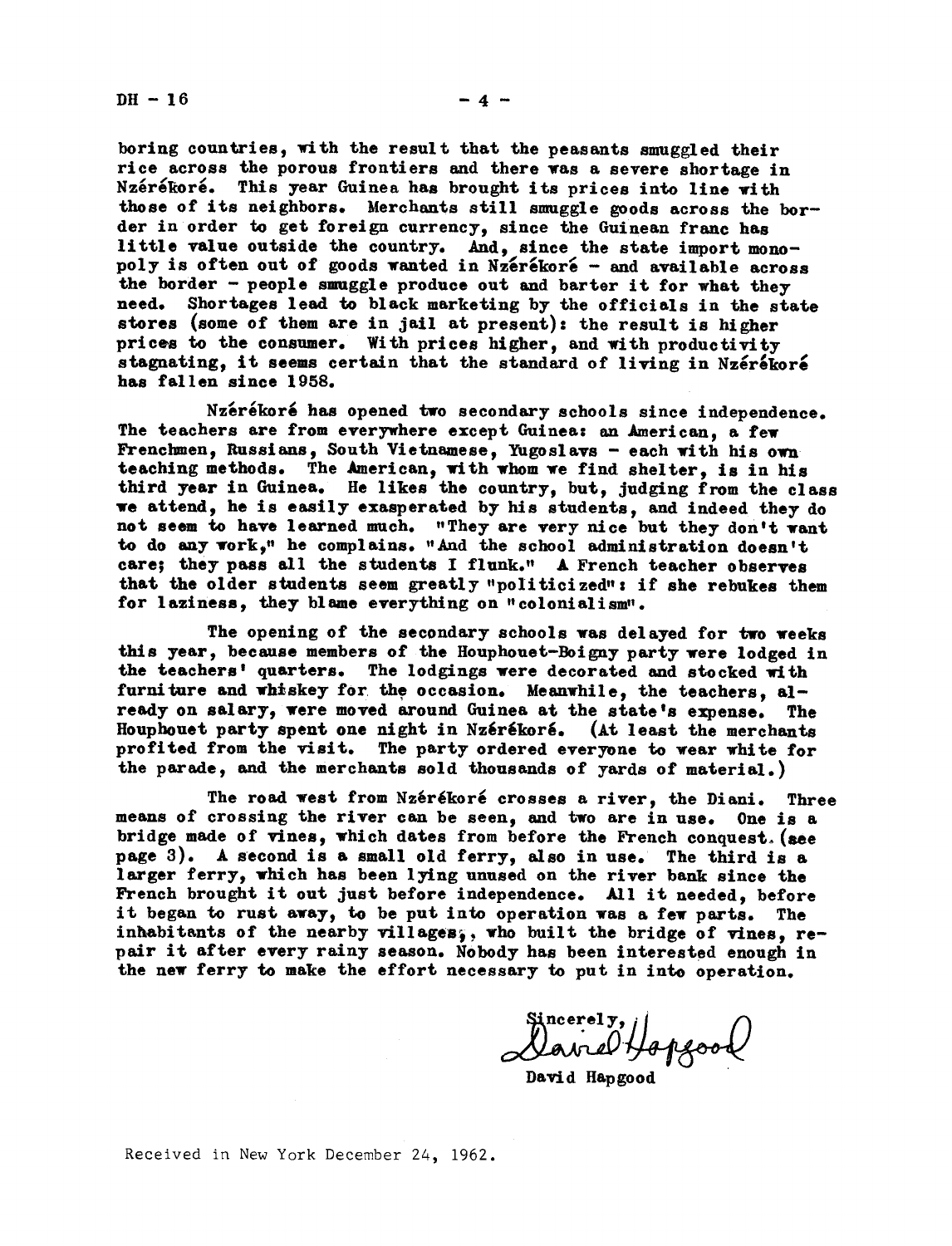boring countries, with the result that the peasants smuggled their rice across the porous frontiers and there was a severe shortage in Nzérékoré. This year Guinea has brought its prices into line with those of its neighbors. Merchants still smuggle goods across the border in order to get foreign currency, since the Guinean franc has little value outside the country. And, since the state import monopoly is often out of goods wanted in Nzérékoré - and available across the border - people smuggle produce out and barter it for what they need. Shortages lead to black marketing by the officials in the state stores (some of them are in jail at present): the result is higher prices to the consumer. With prices higher, and with productivity stagnating, it seems certain that the standard of living in Nzérékoré has fallen since 1958.

Nzérékoré has opened two secondary schools since independence. The teachers are from everywhere except Guinea: an American, a few Frenchmen, Russians, South Vietnamese, Yugoslavs - each with his own teaching methods. The American, with whom we find shelter, is in his third year in Guinea. He likes the country, but, judging from the class we attend, he is easily exasperated by his students, and indeed they do not seem to have learned much. "They are very nice but they don't want to do any work," he complains. "And the school administration doesn't care; they pass all the students I flunk." A French teacher observes that the older students seem greatly "politicized": if she rebukes them for laziness, they blame everything on "colonialism".

The opening of the secondary schools was delayed for two weeks this year, because members of the Houphouet-Boigny party were lodged in the teachers' quarters. The lodgings were decorated and stocked with furniture and whiskey for the occasion. Meanwhile, the teachers, already on salary, were moved around Guinea at the state's expense. The Houphouet party spent one night in Nzérékoré. (At least the merchants profited from the visit. The party ordered everyone to wear white for the parade, and the merchants sold thousands of yards of material.)

The road west from Nzérékoré crosses a river, the Diani. Three means of crossing the river can be seen, and two are in use. One is a bridge made of vines, which dates from before the French conquest. (see page 3). A second is a small old ferry, also in use. The third is a larger ferry, which has been lying unused on the river bank since the French brought it out just before independence. All it needed, before it began to rust away, to be put into operation was a few parts. The inhabitants of the nearby villages, who built the bridge of vines, repair it after every rainy season. Nobody has been interested enough in the new ferry to make the effort necessary to put in into operation.

Sincerely,

David Hapgood

David Hapgood

Received in New York December 24, 1962.